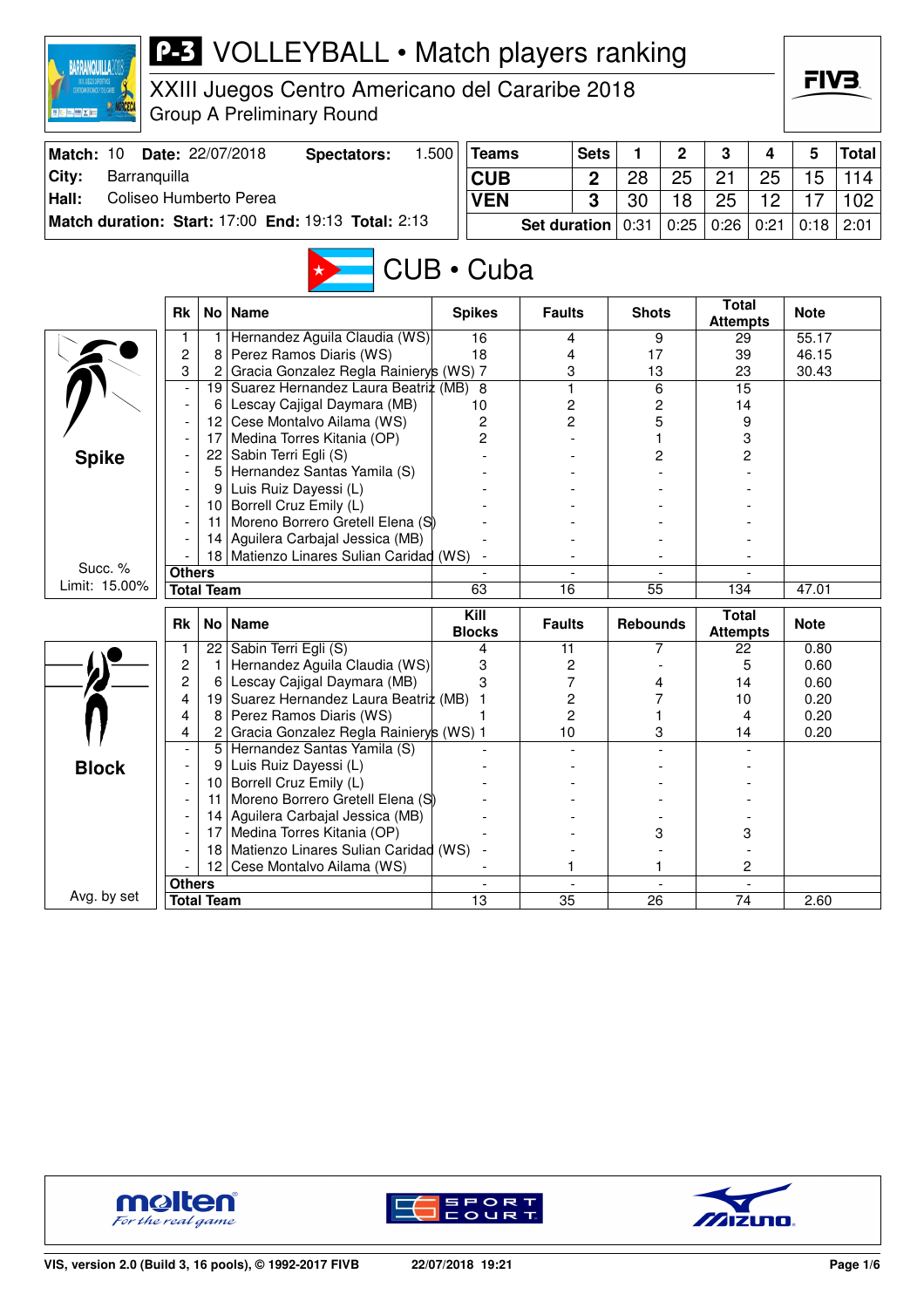# P-3 VOLLEYBALL • Match players ranking

XXIII Juegos Centro Americano del Cararibe 2018
Group A Preliminary Round

| Match: 10 | Date: 22/07/2018 | Spectators: | 1.500 |
|---|---|---|---|
| City: | Barranquilla | | |
| Hall: | Coliseo Humberto Perea | | |
| Match duration: Start: 17:00 | End: 19:13 | Total: 2:13 | |

| Teams | Sets | 1 | 2 | 3 | 4 | 5 | Total |
|---|---|---|---|---|---|---|---|
| CUB | 2 | 28 | 25 | 21 | 25 | 15 | 114 |
| VEN | 3 | 30 | 18 | 25 | 12 | 17 | 102 |
| Set duration | | 0:31 | 0:25 | 0:26 | 0:21 | 0:18 | 2:01 |

## CUB • Cuba

### Spike

Succ. % Limit: 15.00%

| Rk | No | Name | Spikes | Faults | Shots | Total Attempts | Note |
|---|---|---|---|---|---|---|---|
| 1 | 1 | Hernandez Aguila Claudia (WS) | 16 | 4 | 9 | 29 | 55.17 |
| 2 | 8 | Perez Ramos Diaris (WS) | 18 | 4 | 17 | 39 | 46.15 |
| 3 | 2 | Gracia Gonzalez Regla Rainierys (WS) | 7 | 3 | 13 | 23 | 30.43 |
| - | 19 | Suarez Hernandez Laura Beatriz (MB) | 8 | 1 | 6 | 15 | |
| - | 6 | Lescay Cajigal Daymara (MB) | 10 | 2 | 2 | 14 | |
| - | 12 | Cese Montalvo Ailama (WS) | 2 | 2 | 5 | 9 | |
| - | 17 | Medina Torres Kitania (OP) | 2 | - | 1 | 3 | |
| - | 22 | Sabin Terri Egli (S) | - | - | 2 | 2 | |
| - | 5 | Hernandez Santas Yamila (S) | - | - | - | - | |
| - | 9 | Luis Ruiz Dayessi (L) | - | - | - | - | |
| - | 10 | Borrell Cruz Emily (L) | - | - | - | - | |
| - | 11 | Moreno Borrero Gretell Elena (S) | - | - | - | - | |
| - | 14 | Aguilera Carbajal Jessica (MB) | - | - | - | - | |
| - | 18 | Matienzo Linares Sulian Caridad (WS) | - | - | - | - | |
| Others | | | - | - | - | - | |
| Total Team | | | 63 | 16 | 55 | 134 | 47.01 |

### Block

Avg. by set

| Rk | No | Name | Kill Blocks | Faults | Rebounds | Total Attempts | Note |
|---|---|---|---|---|---|---|---|
| 1 | 22 | Sabin Terri Egli (S) | 4 | 11 | 7 | 22 | 0.80 |
| 2 | 1 | Hernandez Aguila Claudia (WS) | 3 | 2 | - | 5 | 0.60 |
| 2 | 6 | Lescay Cajigal Daymara (MB) | 3 | 7 | 4 | 14 | 0.60 |
| 4 | 19 | Suarez Hernandez Laura Beatriz (MB) | 1 | 2 | 7 | 10 | 0.20 |
| 4 | 8 | Perez Ramos Diaris (WS) | 1 | 2 | 1 | 4 | 0.20 |
| 4 | 2 | Gracia Gonzalez Regla Rainierys (WS) | 1 | 10 | 3 | 14 | 0.20 |
| - | 5 | Hernandez Santas Yamila (S) | - | - | - | - | |
| - | 9 | Luis Ruiz Dayessi (L) | - | - | - | - | |
| - | 10 | Borrell Cruz Emily (L) | - | - | - | - | |
| - | 11 | Moreno Borrero Gretell Elena (S) | - | - | - | - | |
| - | 14 | Aguilera Carbajal Jessica (MB) | - | - | - | - | |
| - | 17 | Medina Torres Kitania (OP) | - | - | 3 | 3 | |
| - | 18 | Matienzo Linares Sulian Caridad (WS) | - | - | - | - | |
| - | 12 | Cese Montalvo Ailama (WS) | - | 1 | 1 | 2 | |
| Others | | | - | - | - | - | |
| Total Team | | | 13 | 35 | 26 | 74 | 2.60 |

VIS, version 2.0 (Build 3, 16 pools), © 1992-2017 FIVB    22/07/2018 19:21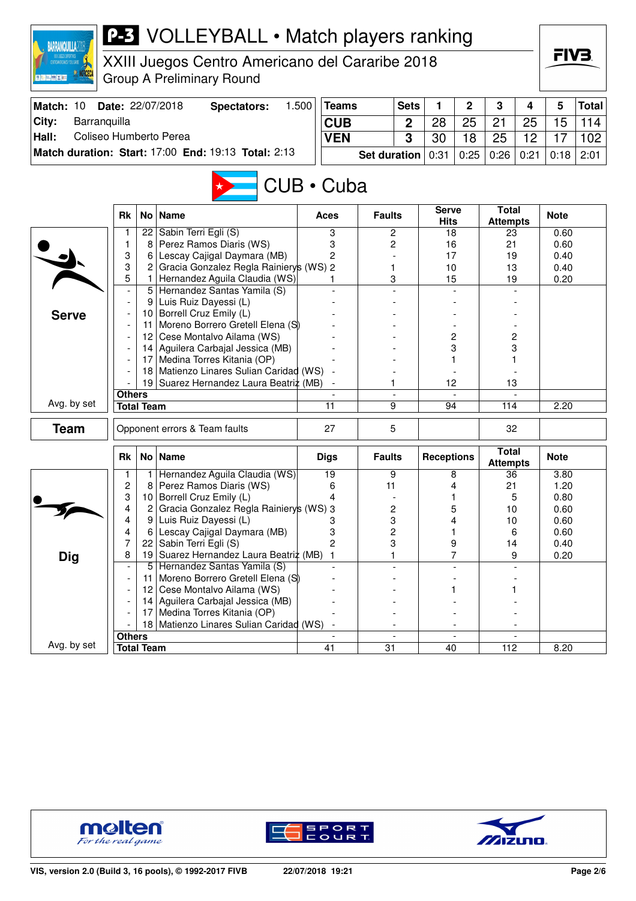# P-3 VOLLEYBALL • Match players ranking

XXIII Juegos Centro Americano del Cararibe 2018
Group A Preliminary Round

| Match: 10 | Date: 22/07/2018 | Spectators: 1.500 |
|---|---|---|
| City: | Barranquilla | |
| Hall: | Coliseo Humberto Perea | |
| Match duration: | Start: 17:00 End: 19:13 | Total: 2:13 |

| Teams | Sets | 1 | 2 | 3 | 4 | 5 | Total |
|---|---|---|---|---|---|---|---|
| CUB | 2 | 28 | 25 | 21 | 25 | 15 | 114 |
| VEN | 3 | 30 | 18 | 25 | 12 | 17 | 102 |
| Set duration | | 0:31 | 0:25 | 0:26 | 0:21 | 0:18 | 2:01 |

## CUB • Cuba

### Serve

| Rk | No | Name | Aces | Faults | Serve Hits | Total Attempts | Note |
|---|---|---|---|---|---|---|---|
| 1 | 22 | Sabin Terri Egli (S) | 3 | 2 | 18 | 23 | 0.60 |
| 1 | 8 | Perez Ramos Diaris (WS) | 3 | 2 | 16 | 21 | 0.60 |
| 3 | 6 | Lescay Cajigal Daymara (MB) | 2 | - | 17 | 19 | 0.40 |
| 3 | 2 | Gracia Gonzalez Regla Rainierys (WS) | 2 | 1 | 10 | 13 | 0.40 |
| 5 | 1 | Hernandez Aguila Claudia (WS) | 1 | 3 | 15 | 19 | 0.20 |
| - | 5 | Hernandez Santas Yamila (S) | - | - | - | - | |
| - | 9 | Luis Ruiz Dayessi (L) | - | - | - | - | |
| - | 10 | Borrell Cruz Emily (L) | - | - | - | - | |
| - | 11 | Moreno Borrero Gretell Elena (S) | - | - | - | - | |
| - | 12 | Cese Montalvo Ailama (WS) | - | - | 2 | 2 | |
| - | 14 | Aguilera Carbajal Jessica (MB) | - | - | 3 | 3 | |
| - | 17 | Medina Torres Kitania (OP) | - | - | 1 | 1 | |
| - | 18 | Matienzo Linares Sulian Caridad (WS) | - | - | - | - | |
| - | 19 | Suarez Hernandez Laura Beatriz (MB) | - | 1 | 12 | 13 | |
| Others | | | - | - | - | - | |
| Total Team | | | 11 | 9 | 94 | 114 | 2.20 |

Avg. by set

### Team

| Opponent errors & Team faults | 27 | 5 | | 32 | |
|---|---|---|---|---|---|

### Dig

| Rk | No | Name | Digs | Faults | Receptions | Total Attempts | Note |
|---|---|---|---|---|---|---|---|
| 1 | 1 | Hernandez Aguila Claudia (WS) | 19 | 9 | 8 | 36 | 3.80 |
| 2 | 8 | Perez Ramos Diaris (WS) | 6 | 11 | 4 | 21 | 1.20 |
| 3 | 10 | Borrell Cruz Emily (L) | 4 | - | 1 | 5 | 0.80 |
| 4 | 2 | Gracia Gonzalez Regla Rainierys (WS) | 3 | 2 | 5 | 10 | 0.60 |
| 4 | 9 | Luis Ruiz Dayessi (L) | 3 | 3 | 4 | 10 | 0.60 |
| 4 | 6 | Lescay Cajigal Daymara (MB) | 3 | 2 | 1 | 6 | 0.60 |
| 7 | 22 | Sabin Terri Egli (S) | 2 | 3 | 9 | 14 | 0.40 |
| 8 | 19 | Suarez Hernandez Laura Beatriz (MB) | 1 | 1 | 7 | 9 | 0.20 |
| - | 5 | Hernandez Santas Yamila (S) | - | - | - | - | |
| - | 11 | Moreno Borrero Gretell Elena (S) | - | - | - | - | |
| - | 12 | Cese Montalvo Ailama (WS) | - | - | 1 | 1 | |
| - | 14 | Aguilera Carbajal Jessica (MB) | - | - | - | - | |
| - | 17 | Medina Torres Kitania (OP) | - | - | - | - | |
| - | 18 | Matienzo Linares Sulian Caridad (WS) | - | - | - | - | |
| Others | | | - | - | - | - | |
| Total Team | | | 41 | 31 | 40 | 112 | 8.20 |

Avg. by set

VIS, version 2.0 (Build 3, 16 pools), © 1992-2017 FIVB — 22/07/2018 19:21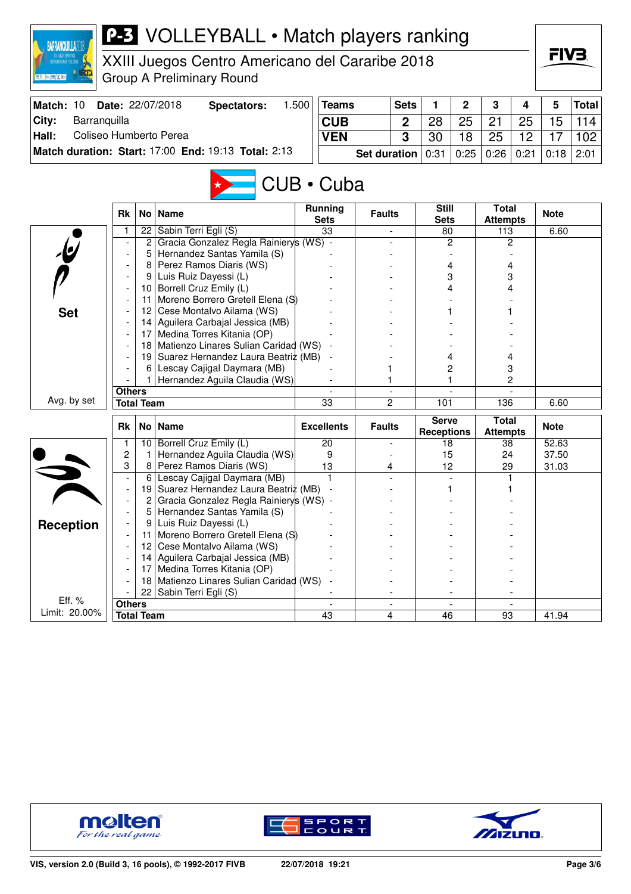# P-3 VOLLEYBALL • Match players ranking

XXIII Juegos Centro Americano del Cararibe 2018
Group A Preliminary Round

| Match: 10 | Date: 22/07/2018 | Spectators: | 1.500 |
|---|---|---|---|
| City: | Barranquilla | | |
| Hall: | Coliseo Humberto Perea | | |
| Match duration: | Start: 17:00 | End: 19:13 | Total: 2:13 |

| Teams | Sets | 1 | 2 | 3 | 4 | 5 | Total |
|---|---|---|---|---|---|---|---|
| CUB | 2 | 28 | 25 | 21 | 25 | 15 | 114 |
| VEN | 3 | 30 | 18 | 25 | 12 | 17 | 102 |
| Set duration | | 0:31 | 0:25 | 0:26 | 0:21 | 0:18 | 2:01 |

## CUB • Cuba

### Set

| Rk | No | Name | Running Sets | Faults | Still Sets | Total Attempts | Note |
|---|---|---|---|---|---|---|---|
| 1 | 22 | Sabin Terri Egli (S) | 33 | - | 80 | 113 | 6.60 |
| - | 2 | Gracia Gonzalez Regla Rainierys (WS) | - | - | 2 | 2 | |
| - | 5 | Hernandez Santas Yamila (S) | - | - | - | - | |
| - | 8 | Perez Ramos Diaris (WS) | - | - | 4 | 4 | |
| - | 9 | Luis Ruiz Dayessi (L) | - | - | 3 | 3 | |
| - | 10 | Borrell Cruz Emily (L) | - | - | 4 | 4 | |
| - | 11 | Moreno Borrero Gretell Elena (S) | - | - | - | - | |
| - | 12 | Cese Montalvo Ailama (WS) | - | - | 1 | 1 | |
| - | 14 | Aguilera Carbajal Jessica (MB) | - | - | - | - | |
| - | 17 | Medina Torres Kitania (OP) | - | - | - | - | |
| - | 18 | Matienzo Linares Sulian Caridad (WS) | - | - | - | - | |
| - | 19 | Suarez Hernandez Laura Beatriz (MB) | - | - | 4 | 4 | |
| - | 6 | Lescay Cajigal Daymara (MB) | - | 1 | 2 | 3 | |
| - | 1 | Hernandez Aguila Claudia (WS) | - | 1 | 1 | 2 | |
| Others | | | - | - | - | - | |
| Total Team | | | 33 | 2 | 101 | 136 | 6.60 |

Avg. by set

### Reception

| Rk | No | Name | Excellents | Faults | Serve Receptions | Total Attempts | Note |
|---|---|---|---|---|---|---|---|
| 1 | 10 | Borrell Cruz Emily (L) | 20 | - | 18 | 38 | 52.63 |
| 2 | 1 | Hernandez Aguila Claudia (WS) | 9 | - | 15 | 24 | 37.50 |
| 3 | 8 | Perez Ramos Diaris (WS) | 13 | 4 | 12 | 29 | 31.03 |
| - | 6 | Lescay Cajigal Daymara (MB) | 1 | - | - | 1 | |
| - | 19 | Suarez Hernandez Laura Beatriz (MB) | - | - | 1 | 1 | |
| - | 2 | Gracia Gonzalez Regla Rainierys (WS) | - | - | - | - | |
| - | 5 | Hernandez Santas Yamila (S) | - | - | - | - | |
| - | 9 | Luis Ruiz Dayessi (L) | - | - | - | - | |
| - | 11 | Moreno Borrero Gretell Elena (S) | - | - | - | - | |
| - | 12 | Cese Montalvo Ailama (WS) | - | - | - | - | |
| - | 14 | Aguilera Carbajal Jessica (MB) | - | - | - | - | |
| - | 17 | Medina Torres Kitania (OP) | - | - | - | - | |
| - | 18 | Matienzo Linares Sulian Caridad (WS) | - | - | - | - | |
| - | 22 | Sabin Terri Egli (S) | - | - | - | - | |
| Others | | | - | - | - | - | |
| Total Team | | | 43 | 4 | 46 | 93 | 41.94 |

Eff. %
Limit: 20.00%

VIS, version 2.0 (Build 3, 16 pools), © 1992-2017 FIVB — 22/07/2018 19:21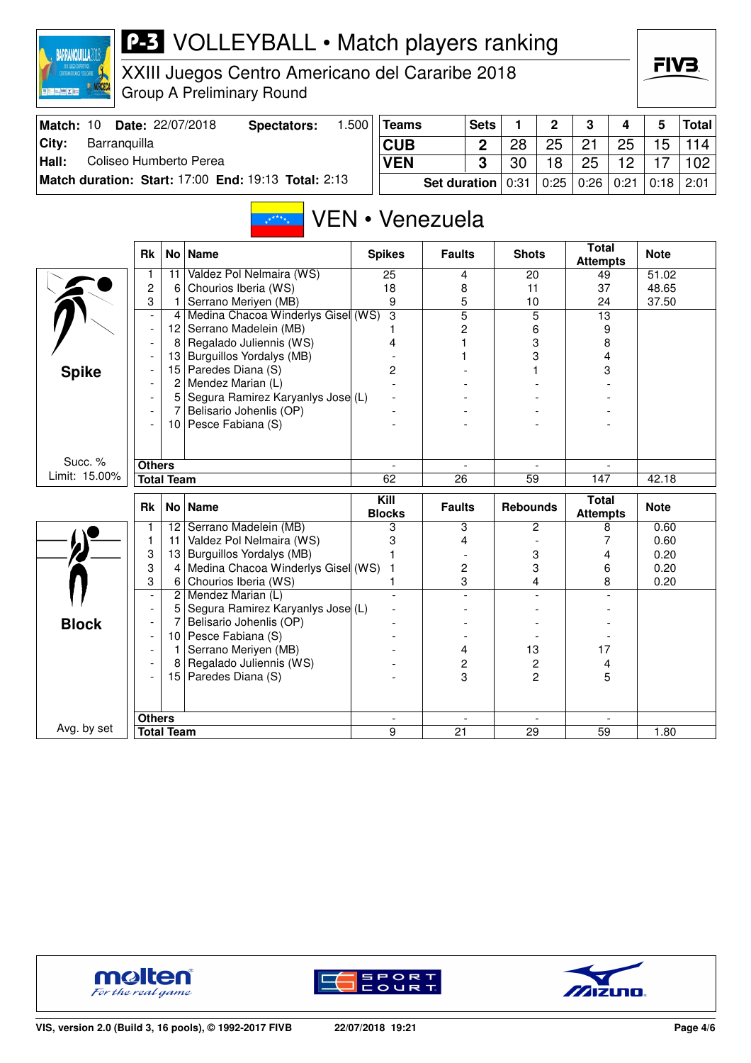# P-3 VOLLEYBALL • Match players ranking

XXIII Juegos Centro Americano del Cararibe 2018
Group A Preliminary Round

| Match: 10 | Date: 22/07/2018 | Spectators: | 1.500 |
|---|---|---|---|
| City: | Barranquilla | | |
| Hall: | Coliseo Humberto Perea | | |
| Match duration: | Start: 17:00 | End: 19:13 | Total: 2:13 |

| Teams | Sets | 1 | 2 | 3 | 4 | 5 | Total |
|---|---|---|---|---|---|---|---|
| CUB | 2 | 28 | 25 | 21 | 25 | 15 | 114 |
| VEN | 3 | 30 | 18 | 25 | 12 | 17 | 102 |
| Set duration | | 0:31 | 0:25 | 0:26 | 0:21 | 0:18 | 2:01 |

## VEN • Venezuela

### Spike

Succ. % Limit: 15.00%

| Rk | No | Name | Spikes | Faults | Shots | Total Attempts | Note |
|---|---|---|---|---|---|---|---|
| 1 | 11 | Valdez Pol Nelmaira (WS) | 25 | 4 | 20 | 49 | 51.02 |
| 2 | 6 | Chourios Iberia (WS) | 18 | 8 | 11 | 37 | 48.65 |
| 3 | 1 | Serrano Meriyen (MB) | 9 | 5 | 10 | 24 | 37.50 |
| - | 4 | Medina Chacoa Winderlys Gisel (WS) | 3 | 5 | 5 | 13 | |
| - | 12 | Serrano Madelein (MB) | 1 | 2 | 6 | 9 | |
| - | 8 | Regalado Juliennis (WS) | 4 | 1 | 3 | 8 | |
| - | 13 | Burguillos Yordalys (MB) | - | 1 | 3 | 4 | |
| - | 15 | Paredes Diana (S) | 2 | - | 1 | 3 | |
| - | 2 | Mendez Marian (L) | - | - | - | - | |
| - | 5 | Segura Ramirez Karyanlys Jose (L) | - | - | - | - | |
| - | 7 | Belisario Johenlis (OP) | - | - | - | - | |
| - | 10 | Pesce Fabiana (S) | - | - | - | - | |
| Others | | | - | - | - | - | |
| Total Team | | | 62 | 26 | 59 | 147 | 42.18 |

### Block

Avg. by set

| Rk | No | Name | Kill Blocks | Faults | Rebounds | Total Attempts | Note |
|---|---|---|---|---|---|---|---|
| 1 | 12 | Serrano Madelein (MB) | 3 | 3 | 2 | 8 | 0.60 |
| 1 | 11 | Valdez Pol Nelmaira (WS) | 3 | 4 | - | 7 | 0.60 |
| 3 | 13 | Burguillos Yordalys (MB) | 1 | - | 3 | 4 | 0.20 |
| 3 | 4 | Medina Chacoa Winderlys Gisel (WS) | 1 | 2 | 3 | 6 | 0.20 |
| 3 | 6 | Chourios Iberia (WS) | 1 | 3 | 4 | 8 | 0.20 |
| - | 2 | Mendez Marian (L) | - | - | - | - | |
| - | 5 | Segura Ramirez Karyanlys Jose (L) | - | - | - | - | |
| - | 7 | Belisario Johenlis (OP) | - | - | - | - | |
| - | 10 | Pesce Fabiana (S) | - | - | - | - | |
| - | 1 | Serrano Meriyen (MB) | - | 4 | 13 | 17 | |
| - | 8 | Regalado Juliennis (WS) | - | 2 | 2 | 4 | |
| - | 15 | Paredes Diana (S) | - | 3 | 2 | 5 | |
| Others | | | - | - | - | - | |
| Total Team | | | 9 | 21 | 29 | 59 | 1.80 |

VIS, version 2.0 (Build 3, 16 pools), © 1992-2017 FIVB 22/07/2018 19:21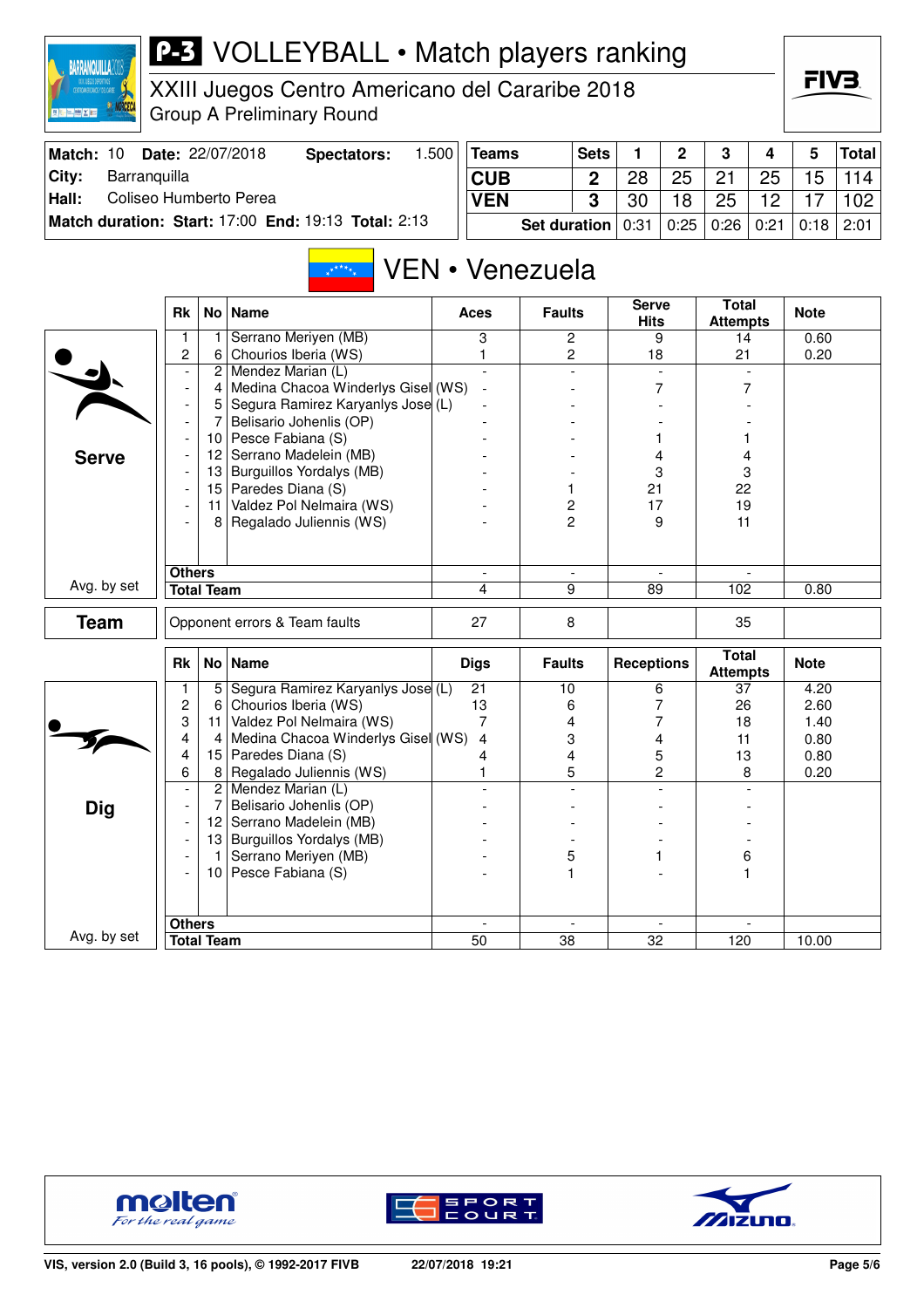# P-3 VOLLEYBALL • Match players ranking

XXIII Juegos Centro Americano del Cararibe 2018

Group A Preliminary Round

| Match: 10 | Date: 22/07/2018 | Spectators: | 1.500 |
|---|---|---|---|
| City: | Barranquilla | | |
| Hall: | Coliseo Humberto Perea | | |
| Match duration: | Start: 17:00 | End: 19:13 | Total: 2:13 |

| Teams | Sets | 1 | 2 | 3 | 4 | 5 | Total |
|---|---|---|---|---|---|---|---|
| CUB | 2 | 28 | 25 | 21 | 25 | 15 | 114 |
| VEN | 3 | 30 | 18 | 25 | 12 | 17 | 102 |
| Set duration | | 0:31 | 0:25 | 0:26 | 0:21 | 0:18 | 2:01 |

## VEN • Venezuela

### Serve

| Rk | No | Name | Aces | Faults | Serve Hits | Total Attempts | Note |
|---|---|---|---|---|---|---|---|
| 1 | 1 | Serrano Meriyen (MB) | 3 | 2 | 9 | 14 | 0.60 |
| 2 | 6 | Chourios Iberia (WS) | 1 | 2 | 18 | 21 | 0.20 |
| - | 2 | Mendez Marian (L) | - | - | - | - | |
| - | 4 | Medina Chacoa Winderlys Gisel (WS) | - | - | 7 | 7 | |
| - | 5 | Segura Ramirez Karyanlys Jose (L) | - | - | - | - | |
| - | 7 | Belisario Johenlis (OP) | - | - | - | - | |
| - | 10 | Pesce Fabiana (S) | - | - | 1 | 1 | |
| - | 12 | Serrano Madelein (MB) | - | - | 4 | 4 | |
| - | 13 | Burguillos Yordalys (MB) | - | - | 3 | 3 | |
| - | 15 | Paredes Diana (S) | - | 1 | 21 | 22 | |
| - | 11 | Valdez Pol Nelmaira (WS) | - | 2 | 17 | 19 | |
| - | 8 | Regalado Juliennis (WS) | - | 2 | 9 | 11 | |
| Others | | | - | - | - | - | |
| Total Team | | | 4 | 9 | 89 | 102 | 0.80 |

Avg. by set

| Team | Opponent errors & Team faults | 27 | 8 | | 35 | |
|---|---|---|---|---|---|---|

### Dig

| Rk | No | Name | Digs | Faults | Receptions | Total Attempts | Note |
|---|---|---|---|---|---|---|---|
| 1 | 5 | Segura Ramirez Karyanlys Jose (L) | 21 | 10 | 6 | 37 | 4.20 |
| 2 | 6 | Chourios Iberia (WS) | 13 | 6 | 7 | 26 | 2.60 |
| 3 | 11 | Valdez Pol Nelmaira (WS) | 7 | 4 | 7 | 18 | 1.40 |
| 4 | 4 | Medina Chacoa Winderlys Gisel (WS) | 4 | 3 | 4 | 11 | 0.80 |
| 4 | 15 | Paredes Diana (S) | 4 | 4 | 5 | 13 | 0.80 |
| 6 | 8 | Regalado Juliennis (WS) | 1 | 5 | 2 | 8 | 0.20 |
| - | 2 | Mendez Marian (L) | - | - | - | - | |
| - | 7 | Belisario Johenlis (OP) | - | - | - | - | |
| - | 12 | Serrano Madelein (MB) | - | - | - | - | |
| - | 13 | Burguillos Yordalys (MB) | - | - | - | - | |
| - | 1 | Serrano Meriyen (MB) | - | 5 | 1 | 6 | |
| - | 10 | Pesce Fabiana (S) | - | 1 | - | 1 | |
| Others | | | - | - | - | - | |
| Total Team | | | 50 | 38 | 32 | 120 | 10.00 |

Avg. by set

VIS, version 2.0 (Build 3, 16 pools), © 1992-2017 FIVB 22/07/2018 19:21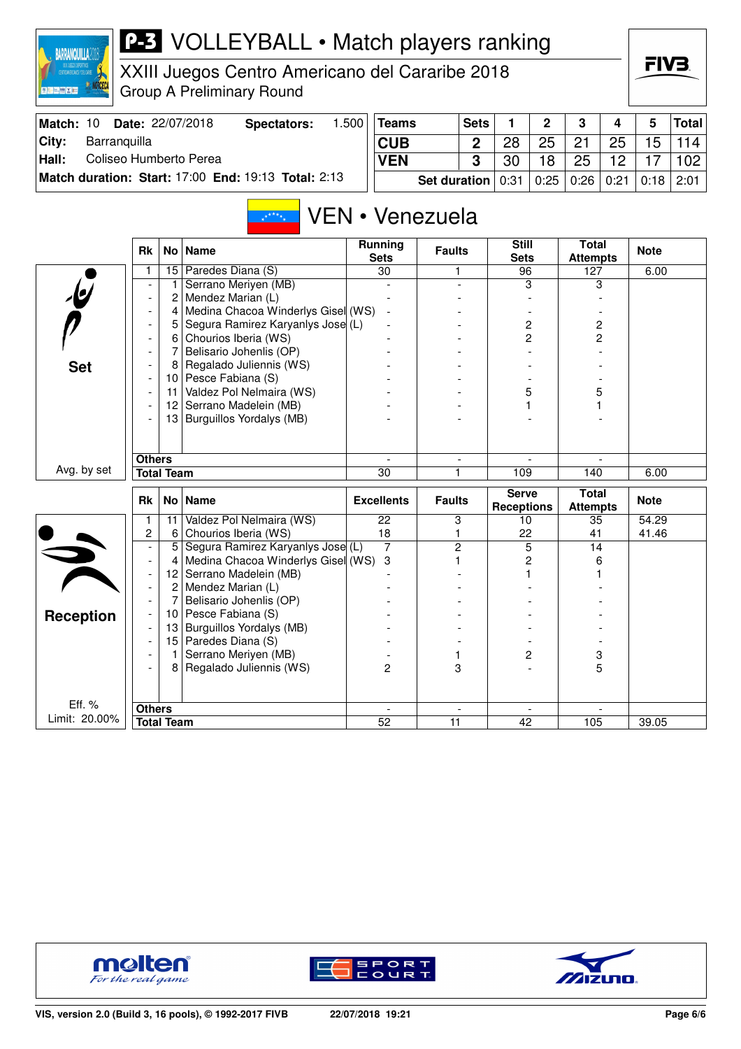# P-3 VOLLEYBALL • Match players ranking

XXIII Juegos Centro Americano del Cararibe 2018
Group A Preliminary Round

| | | | |
|---|---|---|---|
| **Match:** 10 | **Date:** 22/07/2018 | **Spectators:** | 1.500 |
| **City:** | Barranquilla | | |
| **Hall:** | Coliseo Humberto Perea | | |
| **Match duration:** | **Start:** 17:00 | **End:** 19:13 | **Total:** 2:13 |

| Teams | Sets | 1 | 2 | 3 | 4 | 5 | Total |
|---|---|---|---|---|---|---|---|
| CUB | 2 | 28 | 25 | 21 | 25 | 15 | 114 |
| VEN | 3 | 30 | 18 | 25 | 12 | 17 | 102 |
| Set duration | | 0:31 | 0:25 | 0:26 | 0:21 | 0:18 | 2:01 |

## VEN • Venezuela

### Set

| Rk | No | Name | Running Sets | Faults | Still Sets | Total Attempts | Note |
|---|---|---|---|---|---|---|---|
| 1 | 15 | Paredes Diana (S) | 30 | 1 | 96 | 127 | 6.00 |
| - | 1 | Serrano Meriyen (MB) | - | - | 3 | 3 | |
| - | 2 | Mendez Marian (L) | - | - | - | - | |
| - | 4 | Medina Chacoa Winderlys Gisel (WS) | - | - | - | - | |
| - | 5 | Segura Ramirez Karyanlys Jose (L) | - | - | 2 | 2 | |
| - | 6 | Chourios Iberia (WS) | - | - | 2 | 2 | |
| - | 7 | Belisario Johenlis (OP) | - | - | - | - | |
| - | 8 | Regalado Juliennis (WS) | - | - | - | - | |
| - | 10 | Pesce Fabiana (S) | - | - | - | - | |
| - | 11 | Valdez Pol Nelmaira (WS) | - | - | 5 | 5 | |
| - | 12 | Serrano Madelein (MB) | - | - | 1 | 1 | |
| - | 13 | Burguillos Yordalys (MB) | - | - | - | - | |
| Others | | | - | - | - | - | |
| Total Team | | | 30 | 1 | 109 | 140 | 6.00 |

Avg. by set

### Reception

| Rk | No | Name | Excellents | Faults | Serve Receptions | Total Attempts | Note |
|---|---|---|---|---|---|---|---|
| 1 | 11 | Valdez Pol Nelmaira (WS) | 22 | 3 | 10 | 35 | 54.29 |
| 2 | 6 | Chourios Iberia (WS) | 18 | 1 | 22 | 41 | 41.46 |
| - | 5 | Segura Ramirez Karyanlys Jose (L) | 7 | 2 | 5 | 14 | |
| - | 4 | Medina Chacoa Winderlys Gisel (WS) | 3 | 1 | 2 | 6 | |
| - | 12 | Serrano Madelein (MB) | - | - | 1 | 1 | |
| - | 2 | Mendez Marian (L) | - | - | - | - | |
| - | 7 | Belisario Johenlis (OP) | - | - | - | - | |
| - | 10 | Pesce Fabiana (S) | - | - | - | - | |
| - | 13 | Burguillos Yordalys (MB) | - | - | - | - | |
| - | 15 | Paredes Diana (S) | - | - | - | - | |
| - | 1 | Serrano Meriyen (MB) | - | 1 | 2 | 3 | |
| - | 8 | Regalado Juliennis (WS) | 2 | 3 | - | 5 | |
| Others | | | - | - | - | - | |
| Total Team | | | 52 | 11 | 42 | 105 | 39.05 |

Eff. %
Limit: 20.00%

VIS, version 2.0 (Build 3, 16 pools), © 1992-2017 FIVB 22/07/2018 19:21